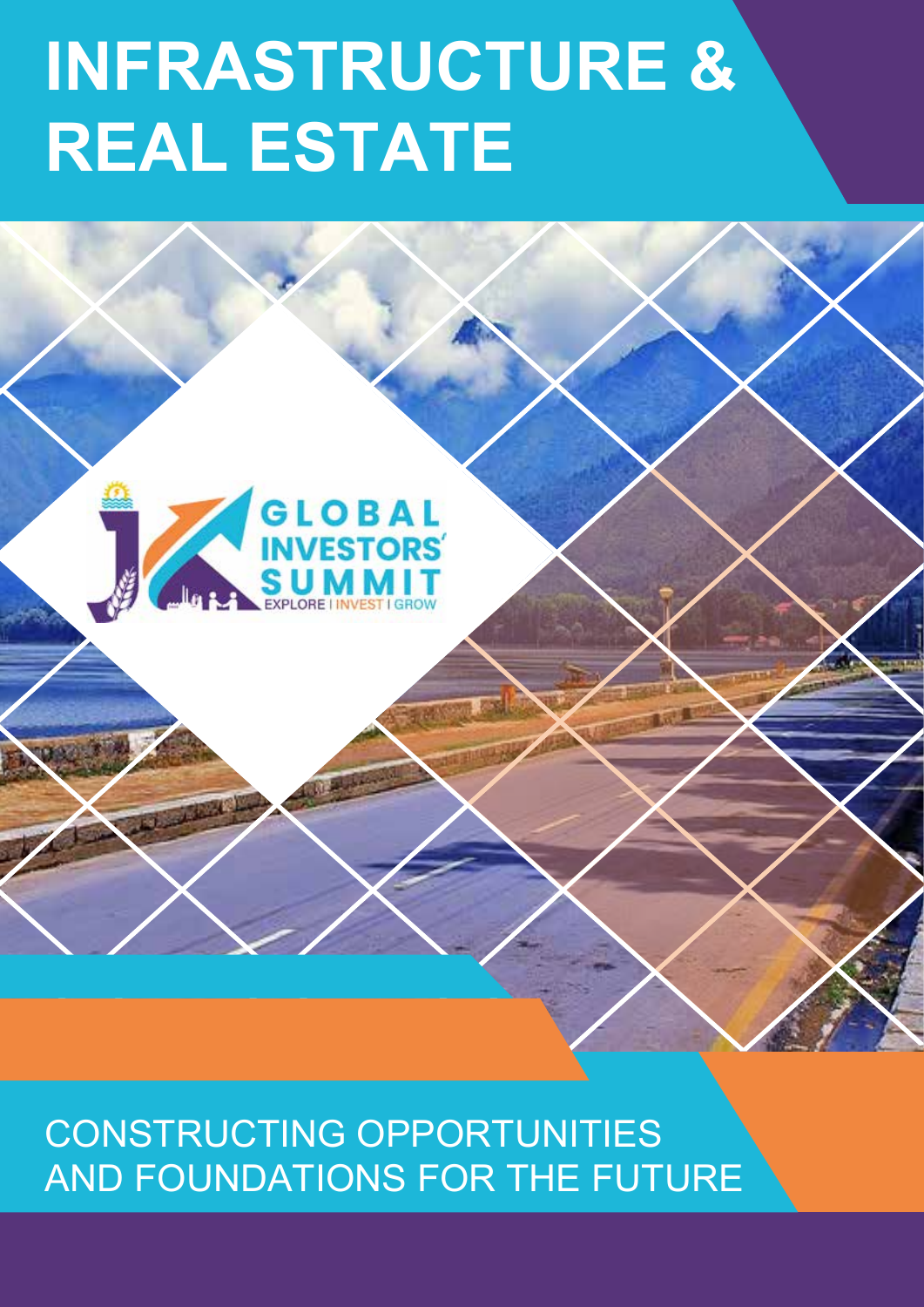# INFRASTRUCTURE & REAL ESTATE

GLOBAL INVESTORS' SUMMIT

EXPLORE | INVEST | GROW

CONSTRUCTING OPPORTUNITIES AND FOUNDATIONS FOR THE FUTURE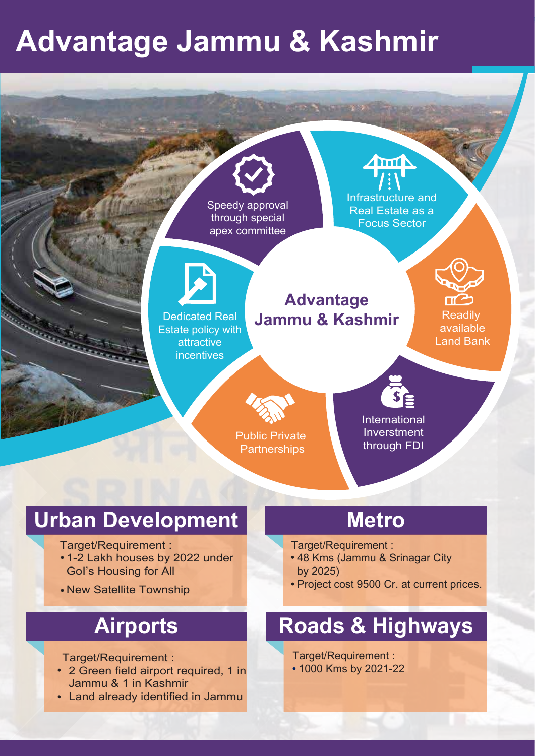# Advantage Jammu & Kashmir

## Advantage Jammu & Kashmir

- Speedy approval through special apex committee
- Infrastructure and Real Estate as a Focus Sector
- Readily available Land Bank
- International Inverstment through FDI
- Public Private Partnerships
- Dedicated Real Estate policy with attractive incentives

## Urban Development

Target/Requirement :

- 1-2 Lakh houses by 2022 under GoI's Housing for All
- New Satellite Township

## Metro

Target/Requirement :

- 48 Kms (Jammu & Srinagar City by 2025)
- Project cost 9500 Cr. at current prices.

## Airports

Target/Requirement :

- 2 Green field airport required, 1 in Jammu & 1 in Kashmir
- Land already identified in Jammu

## Roads & Highways

Target/Requirement :

- 1000 Kms by 2021-22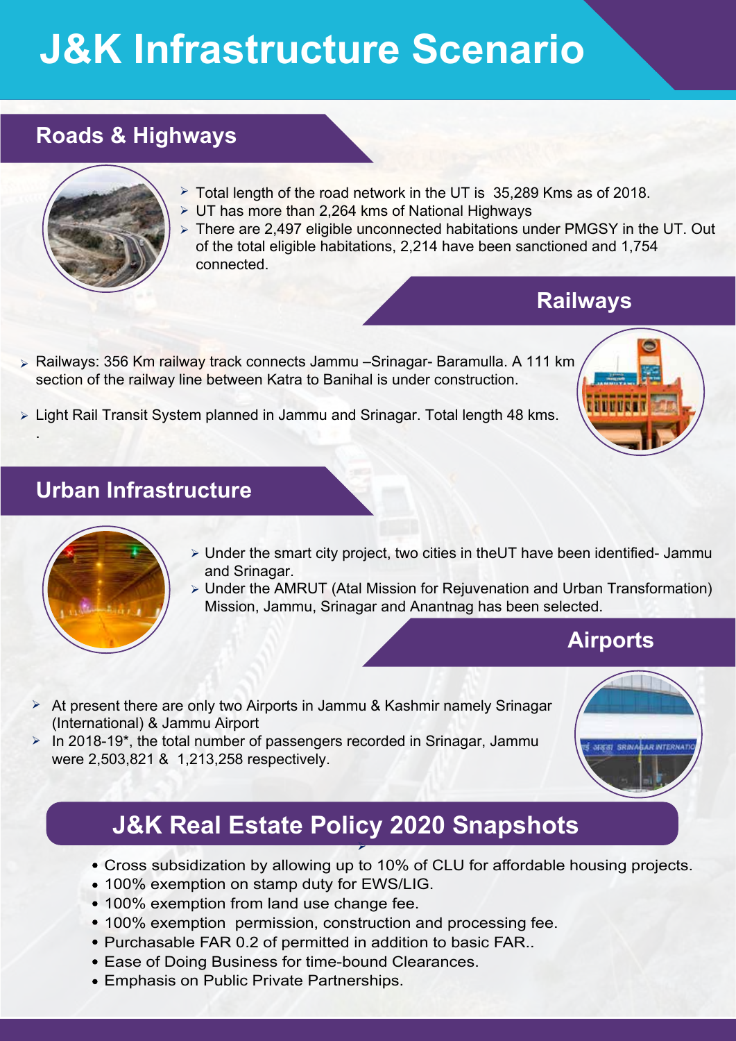# J&K Infrastructure Scenario

## Roads & Highways

- Total length of the road network in the UT is 35,289 Kms as of 2018.
- UT has more than 2,264 kms of National Highways
- There are 2,497 eligible unconnected habitations under PMGSY in the UT. Out of the total eligible habitations, 2,214 have been sanctioned and 1,754 connected.

## Railways

- Railways: 356 Km railway track connects Jammu –Srinagar- Baramulla. A 111 km section of the railway line between Katra to Banihal is under construction.
- Light Rail Transit System planned in Jammu and Srinagar. Total length 48 kms.

## Urban Infrastructure

- Under the smart city project, two cities in theUT have been identified- Jammu and Srinagar.
- Under the AMRUT (Atal Mission for Rejuvenation and Urban Transformation) Mission, Jammu, Srinagar and Anantnag has been selected.

## Airports

- At present there are only two Airports in Jammu & Kashmir namely Srinagar (International) & Jammu Airport
- In 2018-19*, the total number of passengers recorded in Srinagar, Jammu were 2,503,821 & 1,213,258 respectively.

## J&K Real Estate Policy 2020 Snapshots

- Cross subsidization by allowing up to 10% of CLU for affordable housing projects.
- 100% exemption on stamp duty for EWS/LIG.
- 100% exemption from land use change fee.
- 100% exemption permission, construction and processing fee.
- Purchasable FAR 0.2 of permitted in addition to basic FAR..
- Ease of Doing Business for time-bound Clearances.
- Emphasis on Public Private Partnerships.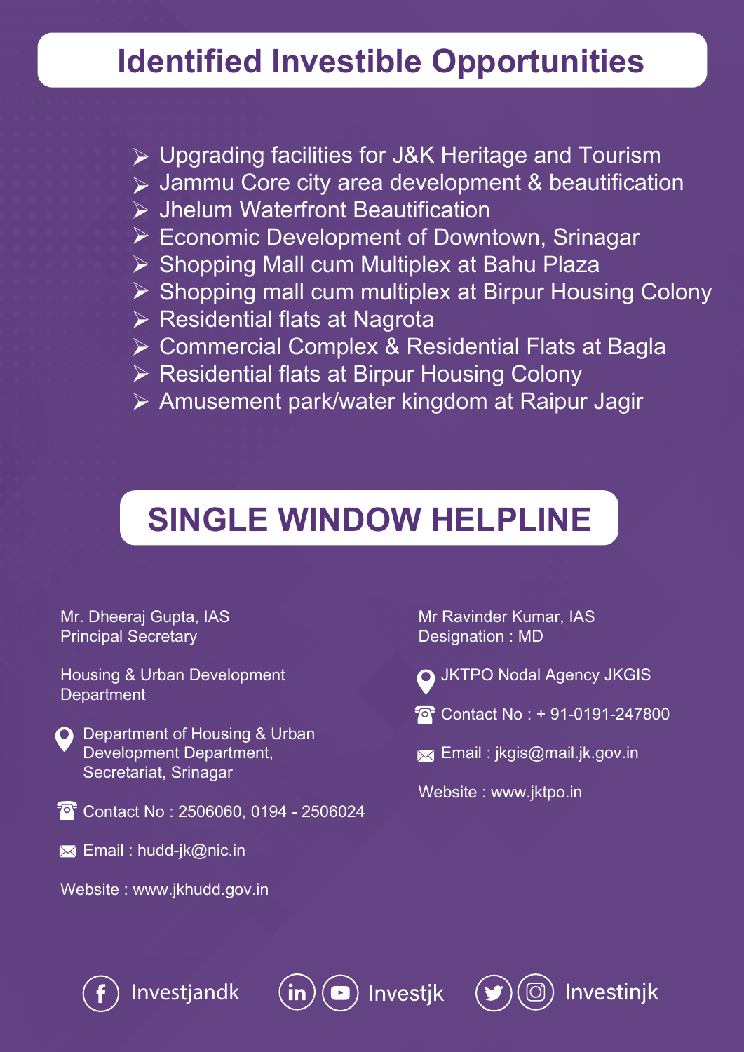## Identified Investible Opportunities

- Upgrading facilities for J&K Heritage and Tourism
- Jammu Core city area development & beautification
- Jhelum Waterfront Beautification
- Economic Development of Downtown, Srinagar
- Shopping Mall cum Multiplex at Bahu Plaza
- Shopping mall cum multiplex at Birpur Housing Colony
- Residential flats at Nagrota
- Commercial Complex & Residential Flats at Bagla
- Residential flats at Birpur Housing Colony
- Amusement park/water kingdom at Raipur Jagir

## SINGLE WINDOW HELPLINE

Mr. Dheeraj Gupta, IAS
Principal Secretary

Housing & Urban Development Department

Department of Housing & Urban Development Department, Secretariat, Srinagar

Contact No : 2506060, 0194 - 2506024

Email : hudd-jk@nic.in

Website : www.jkhudd.gov.in

Mr Ravinder Kumar, IAS
Designation : MD

JKTPO Nodal Agency JKGIS

Contact No : + 91-0191-247800

Email : jkgis@mail.jk.gov.in

Website : www.jktpo.in

Investjandk Investjk Investinjk